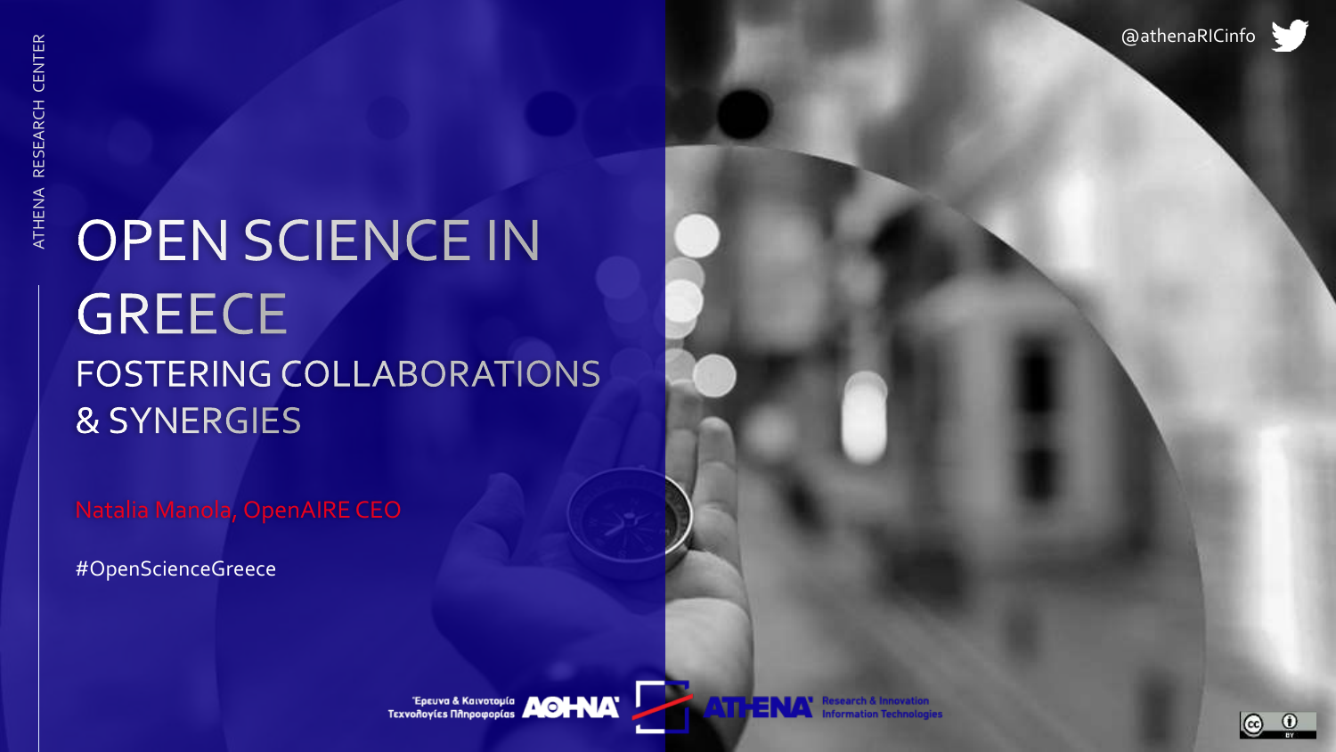ATHENA RESEARCH CENTER

@athenaRICinfo

# OPEN SCIENCE IN GREECE

## FOSTERING COLLABORATIONS & SYNERGIES

Natalia Manola, OpenAIRE CEO

#OpenScienceGreece

Έρευνα & Καινοτομία Τεχνολογίες Πληροφορίας ΑΘΗΝΑ

ATHENA Research & Innovation Information Technologies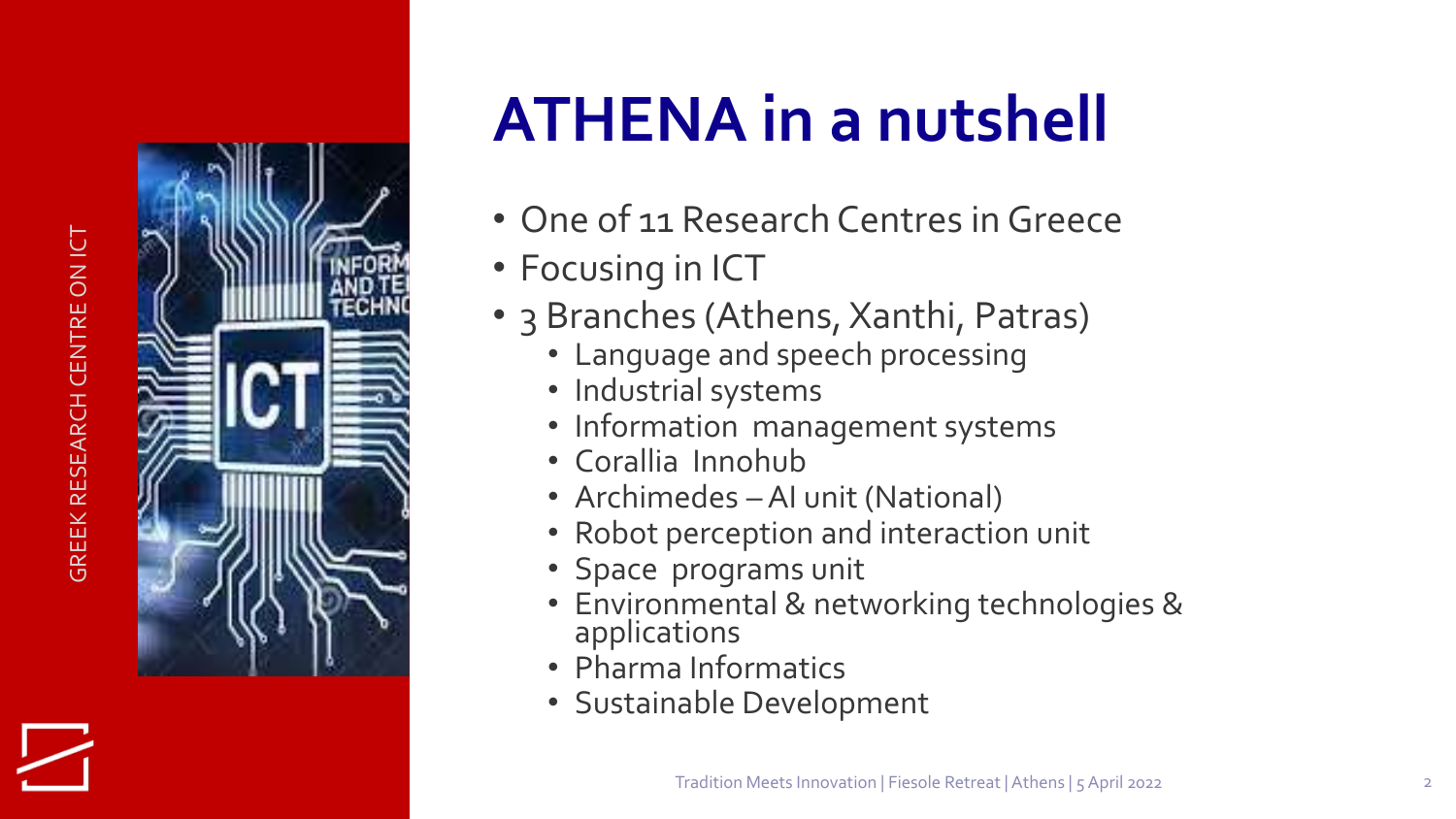GREEK RESEARCH CENTRE ON ICT

# ATHENA in a nutshell

- One of 11 Research Centres in Greece
- Focusing in ICT
- 3 Branches (Athens, Xanthi, Patras)
  - Language and speech processing
  - Industrial systems
  - Information management systems
  - Corallia Innohub
  - Archimedes – AI unit (National)
  - Robot perception and interaction unit
  - Space programs unit
  - Environmental & networking technologies & applications
  - Pharma Informatics
  - Sustainable Development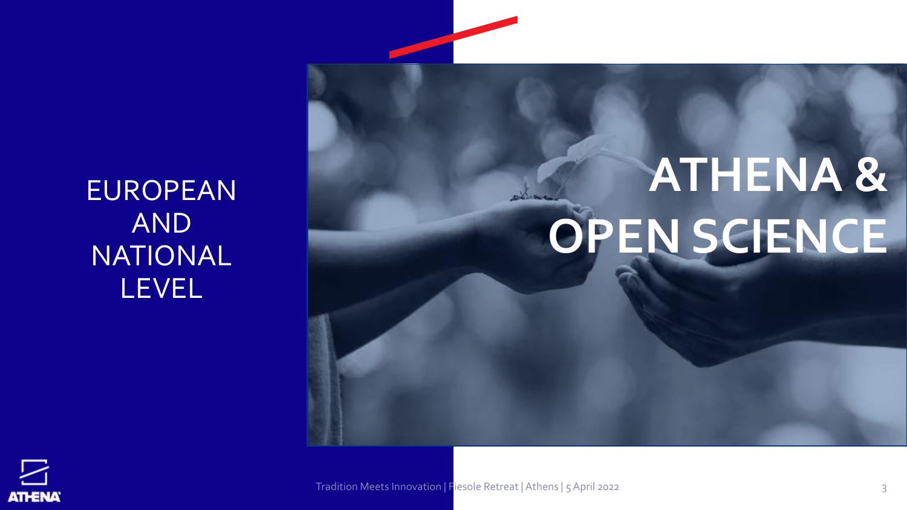# ATHENA & OPEN SCIENCE

EUROPEAN AND NATIONAL LEVEL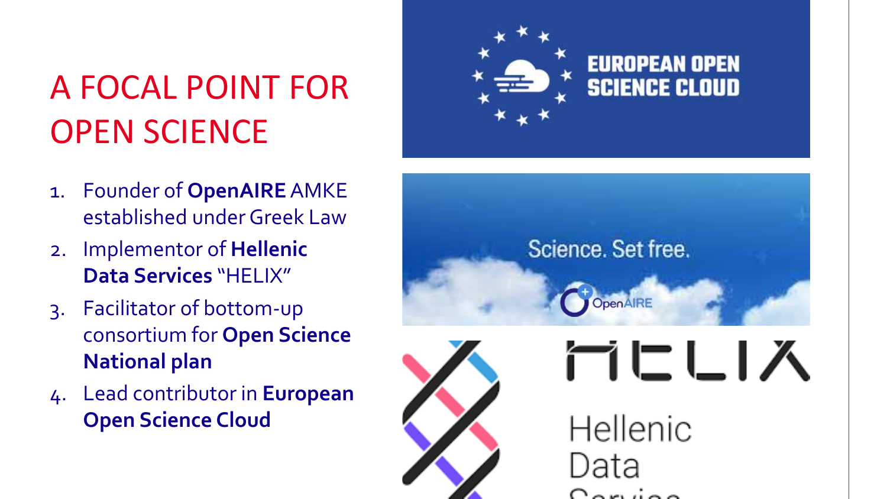# A FOCAL POINT FOR OPEN SCIENCE

1. Founder of **OpenAIRE** AMKE established under Greek Law
2. Implementor of **Hellenic Data Services** "HELIX"
3. Facilitator of bottom-up consortium for **Open Science National plan**
4. Lead contributor in **European Open Science Cloud**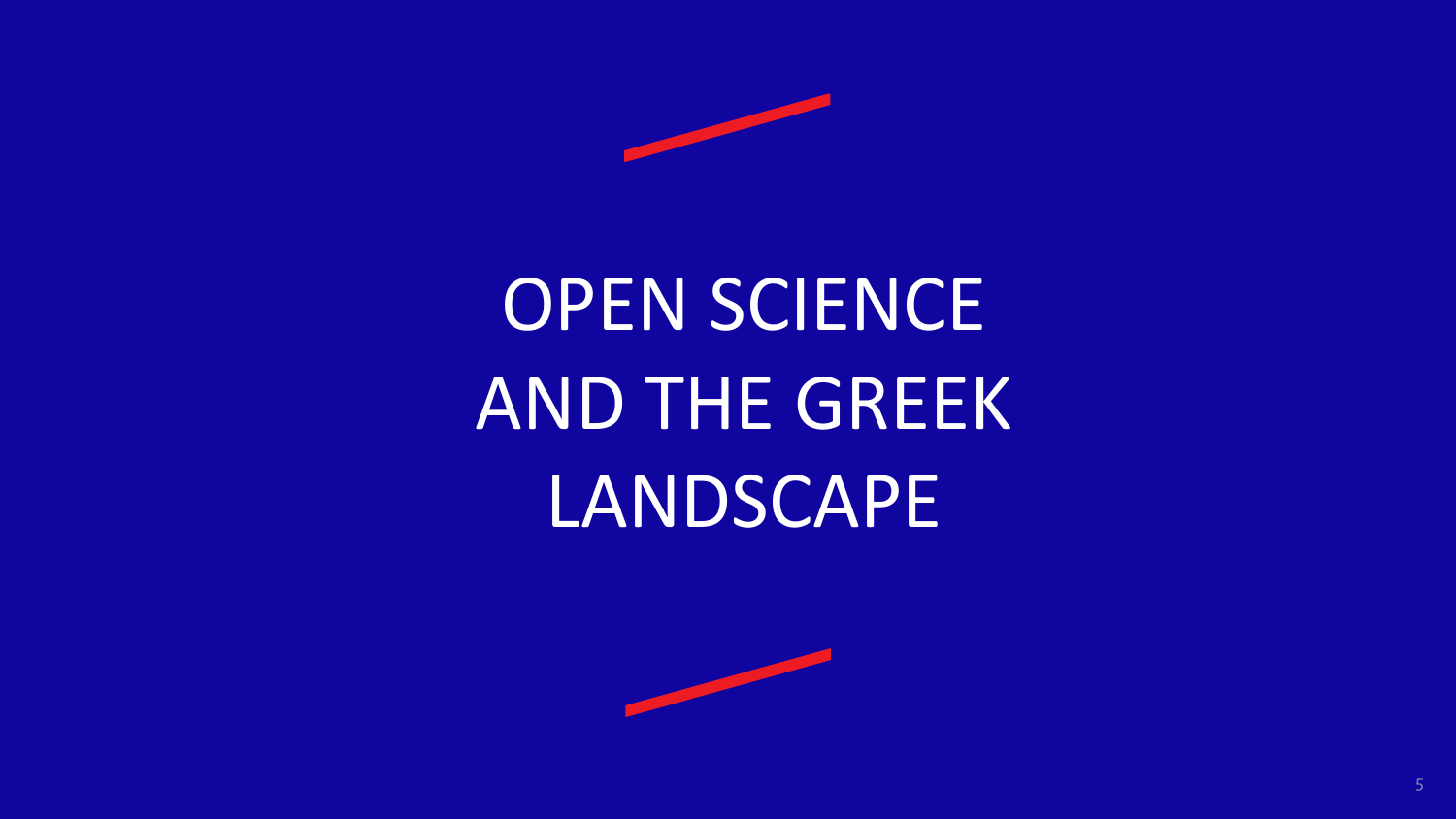# OPEN SCIENCE AND THE GREEK LANDSCAPE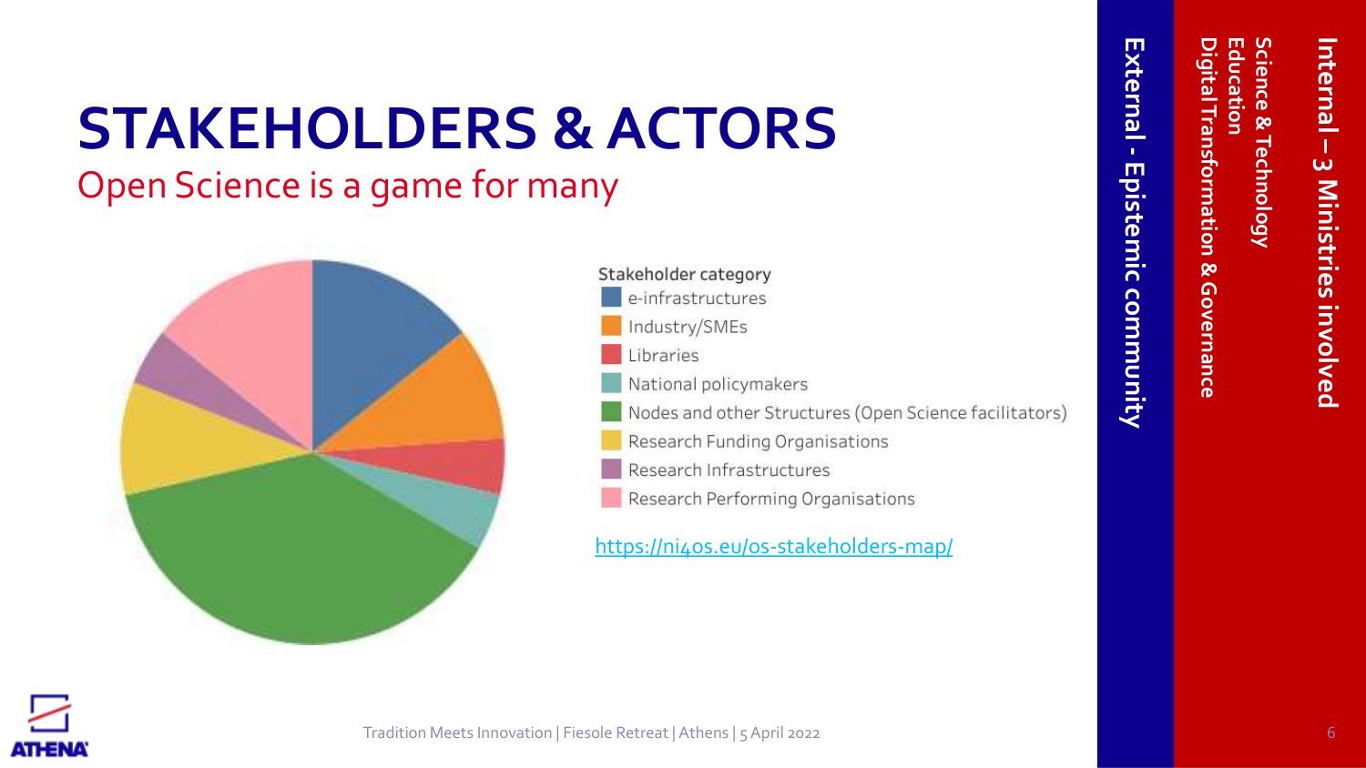# STAKEHOLDERS & ACTORS

## Open Science is a game for many

Stakeholder category

- e-infrastructures
- Industry/SMEs
- Libraries
- National policymakers
- Nodes and other Structures (Open Science facilitators)
- Research Funding Organisations
- Research Infrastructures
- Research Performing Organisations

https://ni4os.eu/os-stakeholders-map/

**External - Epistemic community**

**Internal – 3 Ministries involved**

**Science & Technology**
**Education**
**Digital Transformation & Governance**

Tradition Meets Innovation | Fiesole Retreat | Athens | 5 April 2022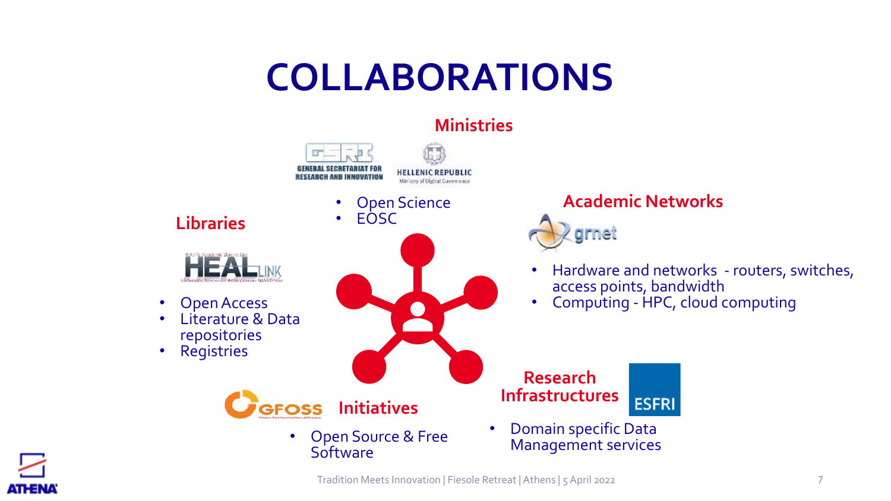# COLLABORATIONS

## Ministries

GENERAL SECRETARIAT FOR RESEARCH AND INNOVATION

HELLENIC REPUBLIC
Ministry of Digital Governance

- Open Science
- EOSC

## Academic Networks

grnet

- Hardware and networks - routers, switches, access points, bandwidth
- Computing - HPC, cloud computing

## Libraries

HEALLINK

- Open Access
- Literature & Data repositories
- Registries

## Initiatives

GFOSS

- Open Source & Free Software

## Research Infrastructures

ESFRI

- Domain specific Data Management services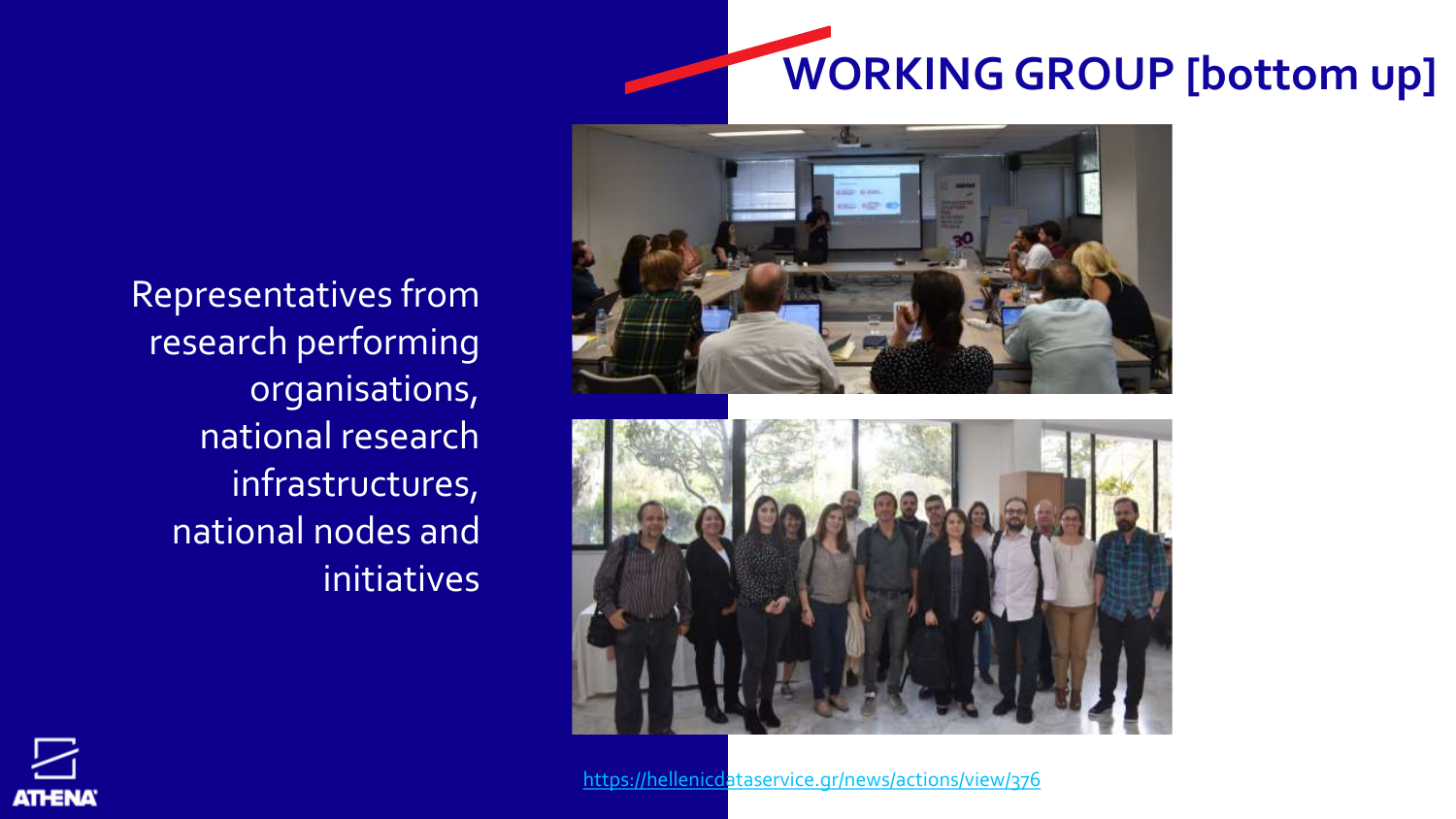# WORKING GROUP [bottom up]

Representatives from research performing organisations, national research infrastructures, national nodes and initiatives

https://hellenicdataservice.gr/news/actions/view/376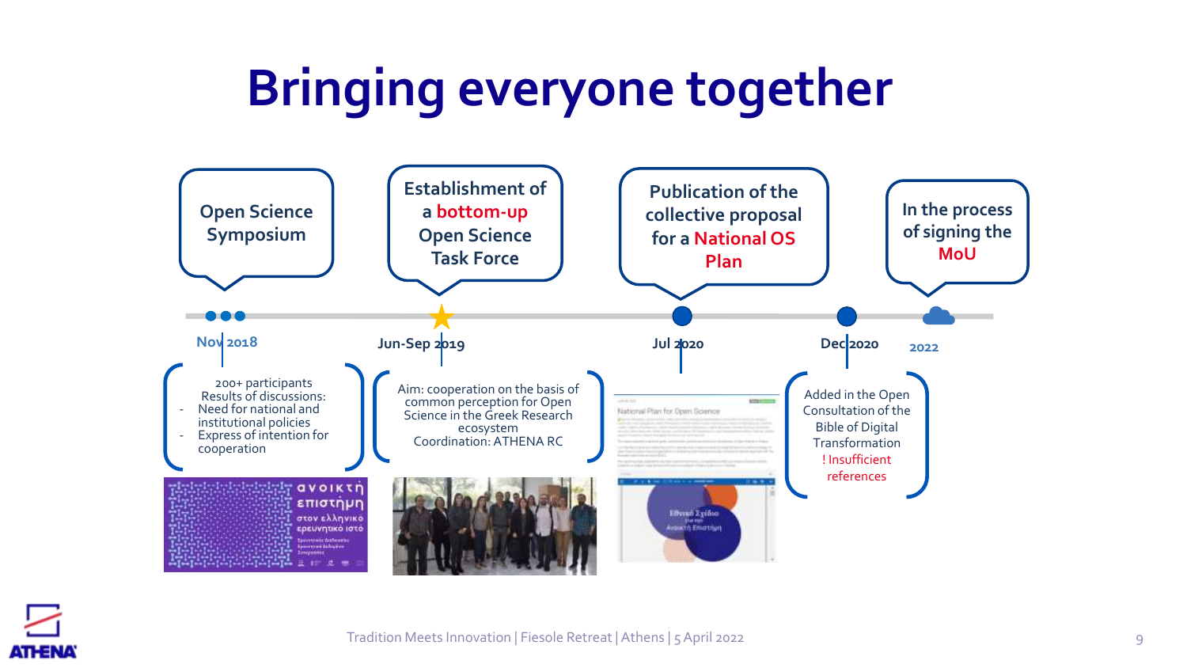# Bringing everyone together

**Nov 2018** — Open Science Symposium

200+ participants
Results of discussions:
- Need for national and institutional policies
- Express of intention for cooperation

**Jun-Sep 2019** — Establishment of a **bottom-up** Open Science Task Force

Aim: cooperation on the basis of common perception for Open Science in the Greek Research ecosystem
Coordination: ATHENA RC

**Jul 2020** — Publication of the collective proposal for a **National OS Plan**

**Dec 2020** — Added in the Open Consultation of the Bible of Digital Transformation
! Insufficient references

**2022** — In the process of signing the **MoU**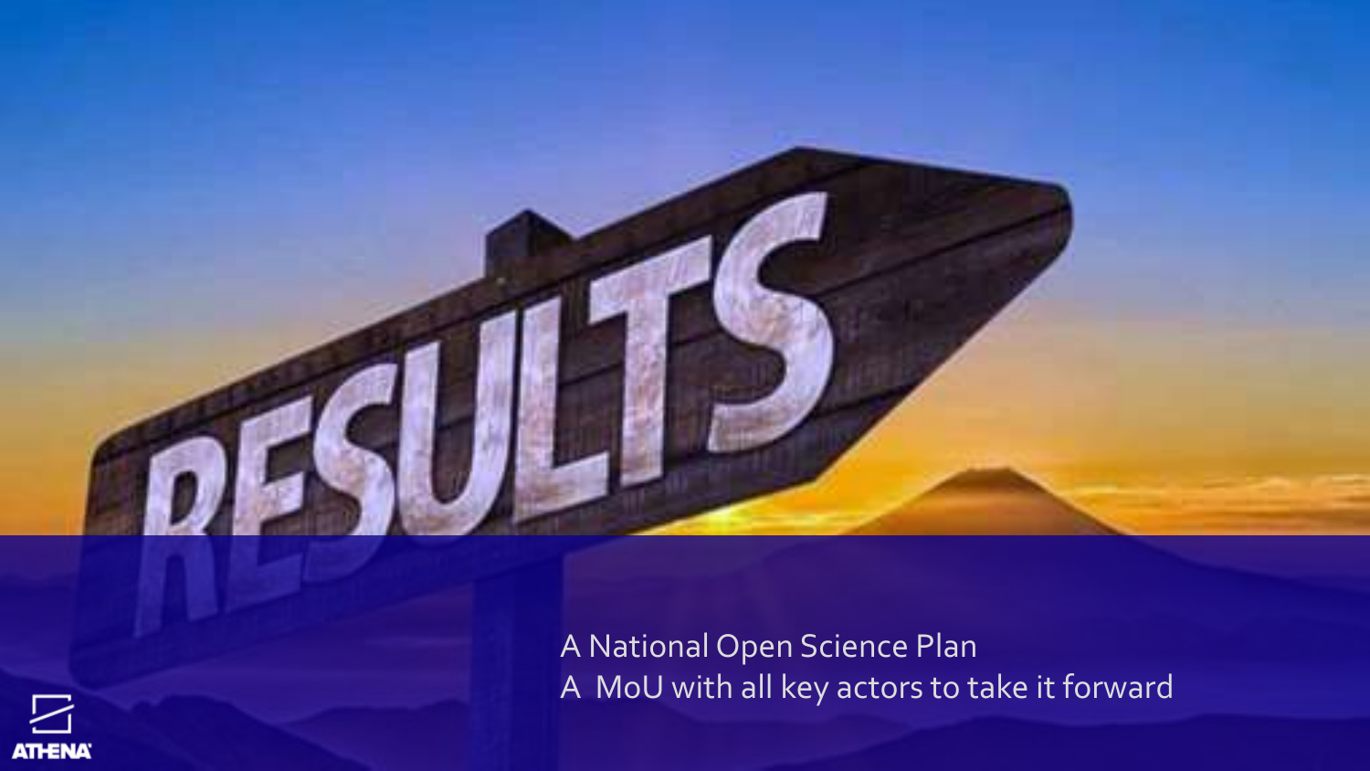RESULTS

A National Open Science Plan
A MoU with all key actors to take it forward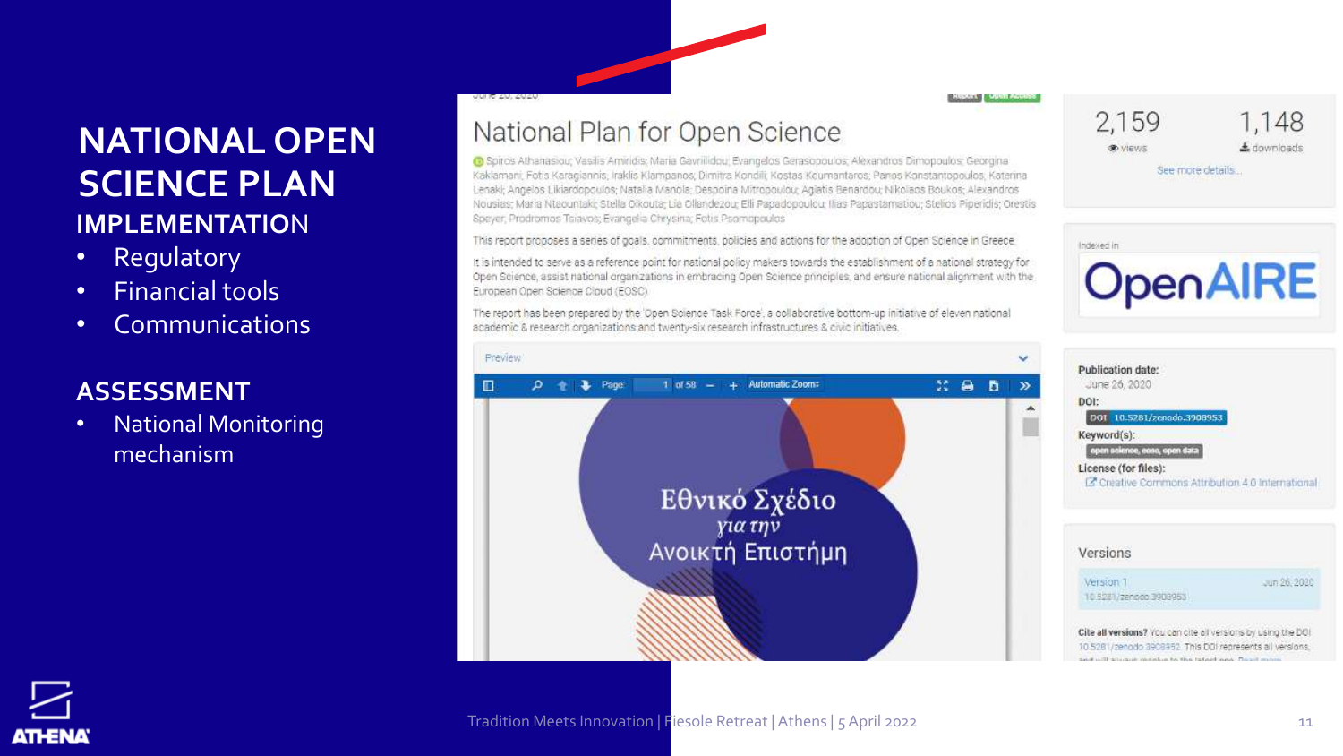# NATIONAL OPEN SCIENCE PLAN

## IMPLEMENTATION

- Regulatory
- Financial tools
- Communications

## ASSESSMENT

- National Monitoring mechanism

June 26, 2020

Report | Open Access

### National Plan for Open Science

Spiros Athanasiou; Vasilis Amiridis; Maria Gavrilidou; Evangelos Gerasopoulos; Alexandros Dimopoulos; Georgina Kaklamani; Fotis Karagiannis; Iraklis Klampanos; Dimitra Kondili; Kostas Koumantaros; Panos Konstantopoulos; Katerina Lenaki; Angelos Likiardopoulos; Natalia Manola; Despoina Mitropoulou; Agiatis Benardou; Nikolaos Boukos; Alexandros Nousias; Maria Ntaountaki; Stella Oikouta; Lia Ollandezou; Elli Papadopoulou; Ilias Papastamatiou; Stelios Piperidis; Orestis Speyer; Prodromos Tsiavos; Evangelia Chrysina; Fotis Psomopoulos

This report proposes a series of goals, commitments, policies and actions for the adoption of Open Science in Greece.

It is intended to serve as a reference point for national policy makers towards the establishment of a national strategy for Open Science, assist national organizations in embracing Open Science principles, and ensure national alignment with the European Open Science Cloud (EOSC).

The report has been prepared by the 'Open Science Task Force', a collaborative bottom-up initiative of eleven national academic & research organizations and twenty-six research infrastructures & civic initiatives.

Preview

Page: 1 of 58 — + Automatic Zoom

Εθνικό Σχέδιο
για την
Ανοικτή Επιστήμη

2,159 views | 1,148 downloads

See more details...

Indexed in OpenAIRE

**Publication date:** June 26, 2020

**DOI:** 10.5281/zenodo.3908953

**Keyword(s):** open science, eosc, open data

**License (for files):** Creative Commons Attribution 4.0 International

**Versions**

Version 1 — 10.5281/zenodo.3908953 — Jun 26, 2020

**Cite all versions?** You can cite all versions by using the DOI 10.5281/zenodo.3908952. This DOI represents all versions, and will always resolve to the latest one. Read more.

Tradition Meets Innovation | Fiesole Retreat | Athens | 5 April 2022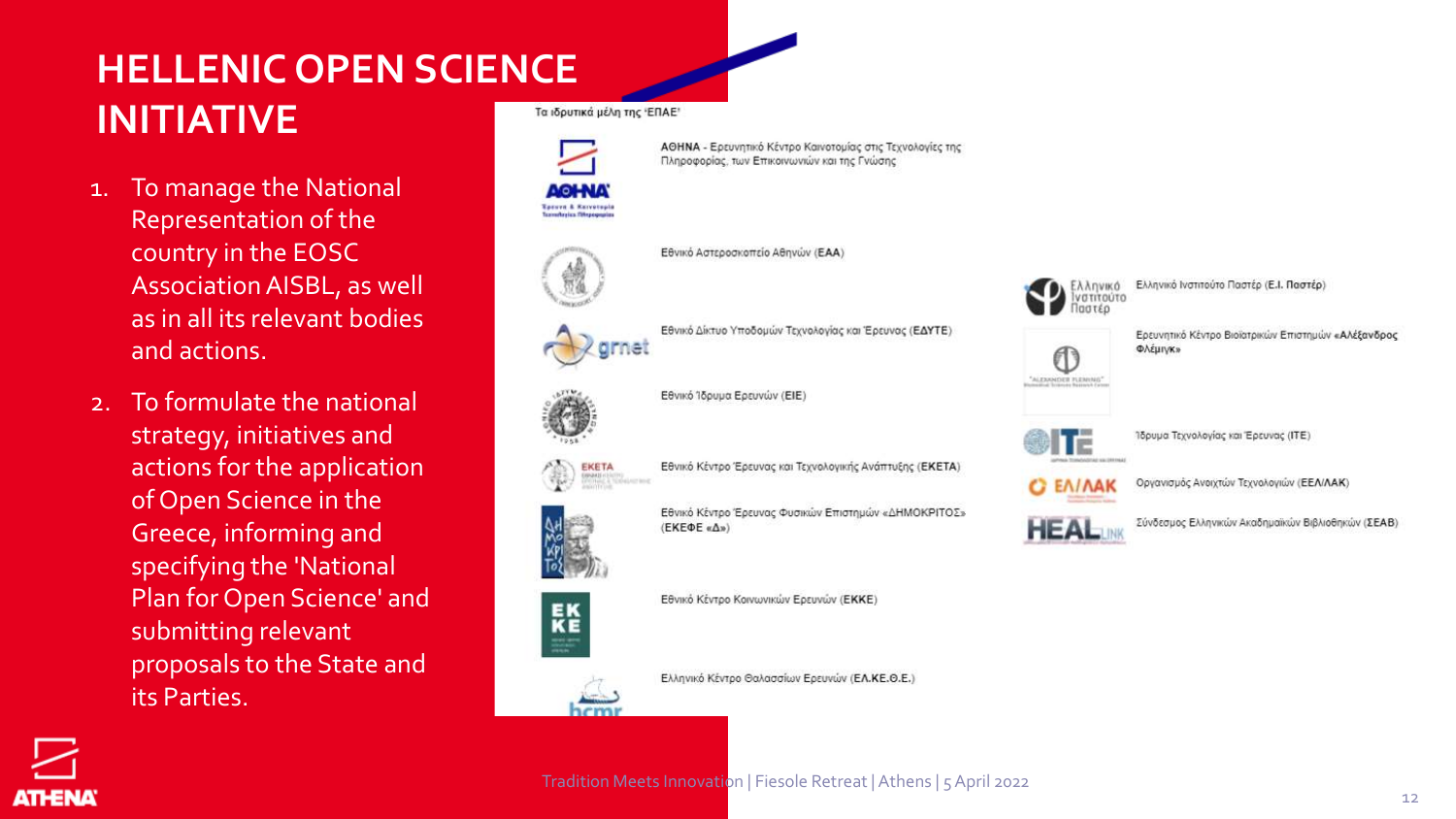# HELLENIC OPEN SCIENCE INITIATIVE

1. To manage the National Representation of the country in the EOSC Association AISBL, as well as in all its relevant bodies and actions.
2. To formulate the national strategy, initiatives and actions for the application of Open Science in the Greece, informing and specifying the 'National Plan for Open Science' and submitting relevant proposals to the State and its Parties.

Τα ιδρυτικά μέλη της 'ΕΠΑΕ'

- ΑΘΗΝΑ - Ερευνητικό Κέντρο Καινοτομίας στις Τεχνολογίες της Πληροφορίας, των Επικοινωνιών και της Γνώσης
- Εθνικό Αστεροσκοπείο Αθηνών (ΕΑΑ)
- Εθνικό Δίκτυο Υποδομών Τεχνολογίας και Έρευνας (ΕΔΥΤΕ)
- Εθνικό Ίδρυμα Ερευνών (ΕΙΕ)
- Εθνικό Κέντρο Έρευνας και Τεχνολογικής Ανάπτυξης (ΕΚΕΤΑ)
- Εθνικό Κέντρο Έρευνας Φυσικών Επιστημών «ΔΗΜΟΚΡΙΤΟΣ» (ΕΚΕΦΕ «Δ»)
- Εθνικό Κέντρο Κοινωνικών Ερευνών (ΕΚΚΕ)
- Ελληνικό Κέντρο Θαλασσίων Ερευνών (ΕΛ.ΚΕ.Θ.Ε.)
- Ελληνικό Ινστιτούτο Παστέρ (Ε.Ι. Παστέρ)
- Ερευνητικό Κέντρο Βιοϊατρικών Επιστημών «Αλέξανδρος Φλέμινγκ»
- Ίδρυμα Τεχνολογίας και Έρευνας (ΙΤΕ)
- Οργανισμός Ανοιχτών Τεχνολογιών (ΕΕΛ/ΛΑΚ)
- Σύνδεσμος Ελληνικών Ακαδημαϊκών Βιβλιοθηκών (ΣΕΑΒ)

Tradition Meets Innovation | Fiesole Retreat | Athens | 5 April 2022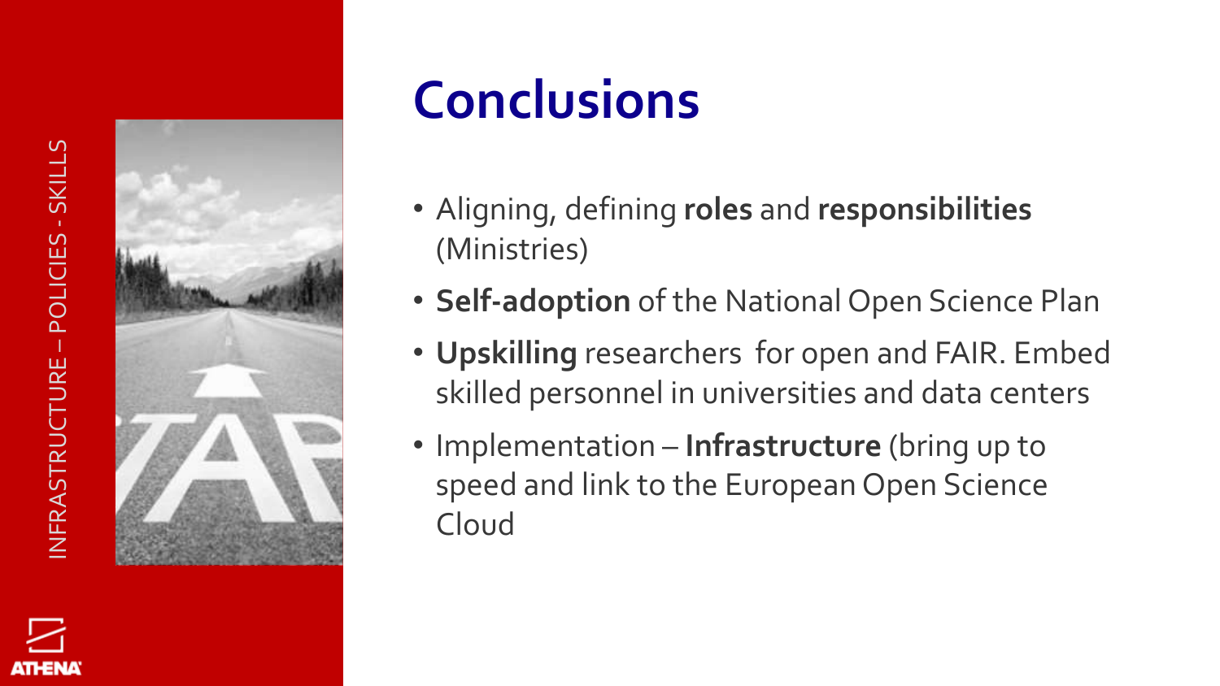INFRASTRUCTURE – POLICIES - SKILLS

# Conclusions

- Aligning, defining **roles** and **responsibilities** (Ministries)
- **Self-adoption** of the National Open Science Plan
- **Upskilling** researchers for open and FAIR. Embed skilled personnel in universities and data centers
- Implementation – **Infrastructure** (bring up to speed and link to the European Open Science Cloud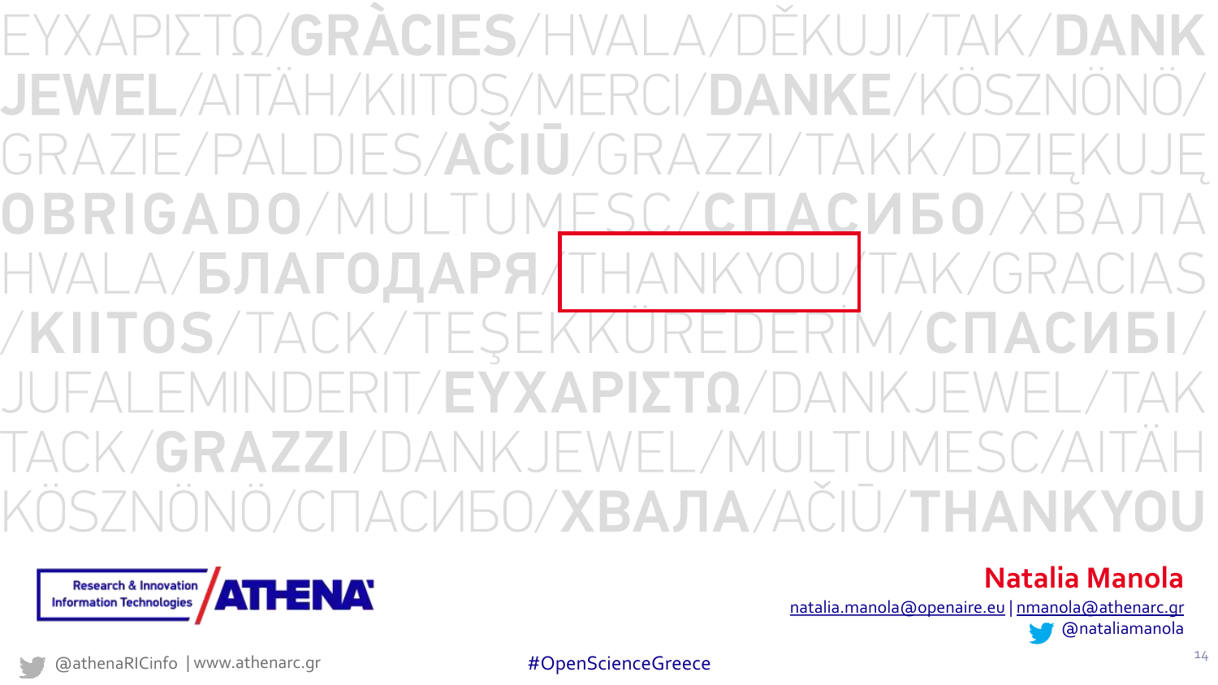ΕΥΧΑΡΙΣΤΩ/**GRÀCIES**/HVALA/DĚKUJI/TAK/**DANK JEWEL**/AITÄH/KIITOS/MERCI/**DANKE**/KÖSZNÖNÖ/GRAZIE/PALDIES/**AČIŪ**/GRAZZI/TAKK/DZIĘKUJĘ **OBRIGADO**/MULTUMESC/**СПАСИБО**/ХВАЛА HVALA/**БЛАГОДАРЯ**/THANKYOU/TAK/GRACIAS /**KIITOS**/TACK/TEŞEKKÜREDERİM/**СПАСИБІ**/JUFALEMINDERIT/**ΕΥΧΑΡΙΣΤΩ**/DANKJEWEL/TAK TACK/**GRAZZI**/DANKJEWEL/MULTUMESC/AITÄH KÖSZNÖNÖ/СПАСИБО/**ХВАЛА**/AČIŪ/**THANKYOU**

Research & Innovation Information Technologies ATHENA

**Natalia Manola**

natalia.manola@openaire.eu | nmanola@athenarc.gr

@nataliamanola

@athenaRICinfo | www.athenarc.gr

#OpenScienceGreece